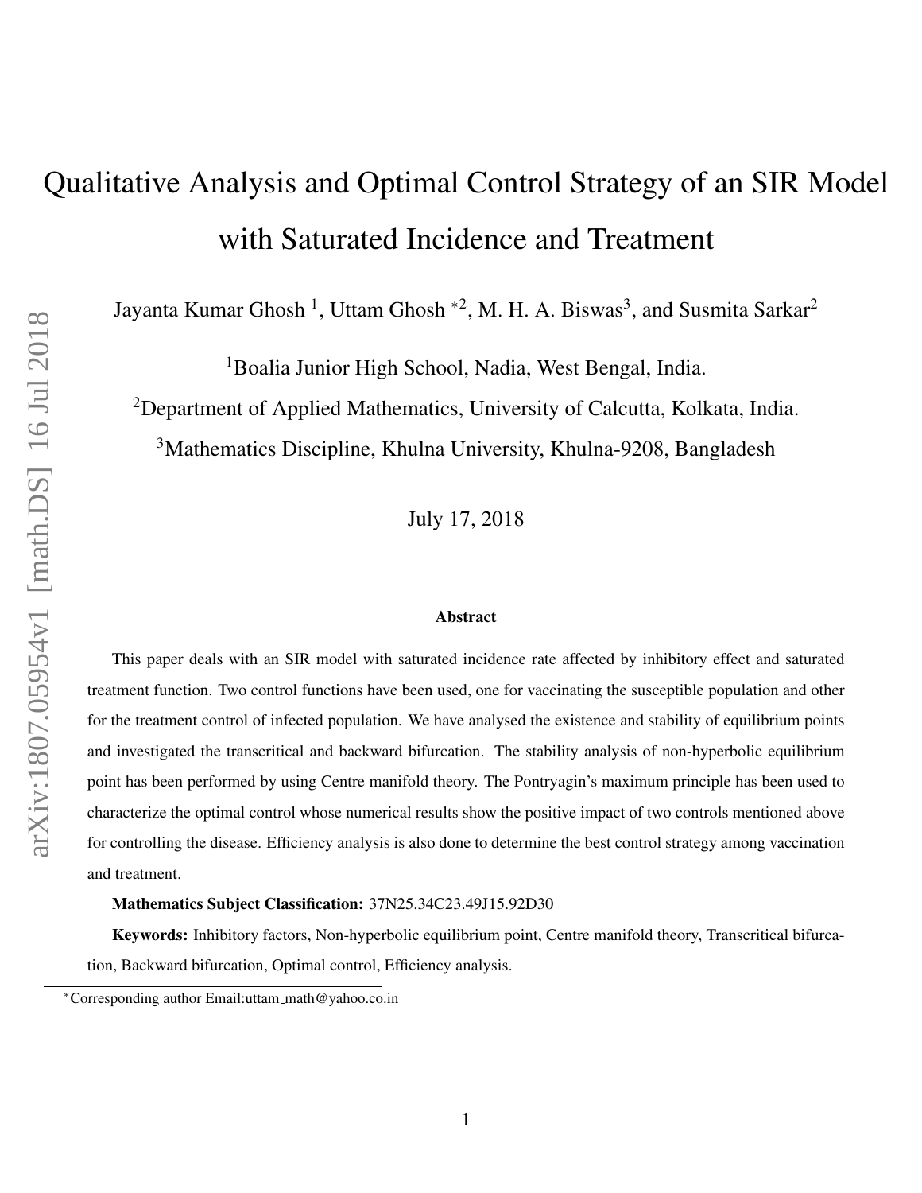# Qualitative Analysis and Optimal Control Strategy of an SIR Model with Saturated Incidence and Treatment

Jayanta Kumar Ghosh [1], Uttam Ghosh *[2], M. H. A. Biswas[3], and Susmita Sarkar[2]

[1]Boalia Junior High School, Nadia, West Bengal, India.

[2]Department of Applied Mathematics, University of Calcutta, Kolkata, India.

[3]Mathematics Discipline, Khulna University, Khulna-9208, Bangladesh

July 17, 2018

## Abstract

This paper deals with an SIR model with saturated incidence rate affected by inhibitory effect and saturated treatment function. Two control functions have been used, one for vaccinating the susceptible population and other for the treatment control of infected population. We have analysed the existence and stability of equilibrium points and investigated the transcritical and backward bifurcation. The stability analysis of non-hyperbolic equilibrium point has been performed by using Centre manifold theory. The Pontryagin's maximum principle has been used to characterize the optimal control whose numerical results show the positive impact of two controls mentioned above for controlling the disease. Efficiency analysis is also done to determine the best control strategy among vaccination and treatment.

**Mathematics Subject Classification:** 37N25.34C23.49J15.92D30

**Keywords:** Inhibitory factors, Non-hyperbolic equilibrium point, Centre manifold theory, Transcritical bifurcation, Backward bifurcation, Optimal control, Efficiency analysis.

*Corresponding author Email:uttam_math@yahoo.co.in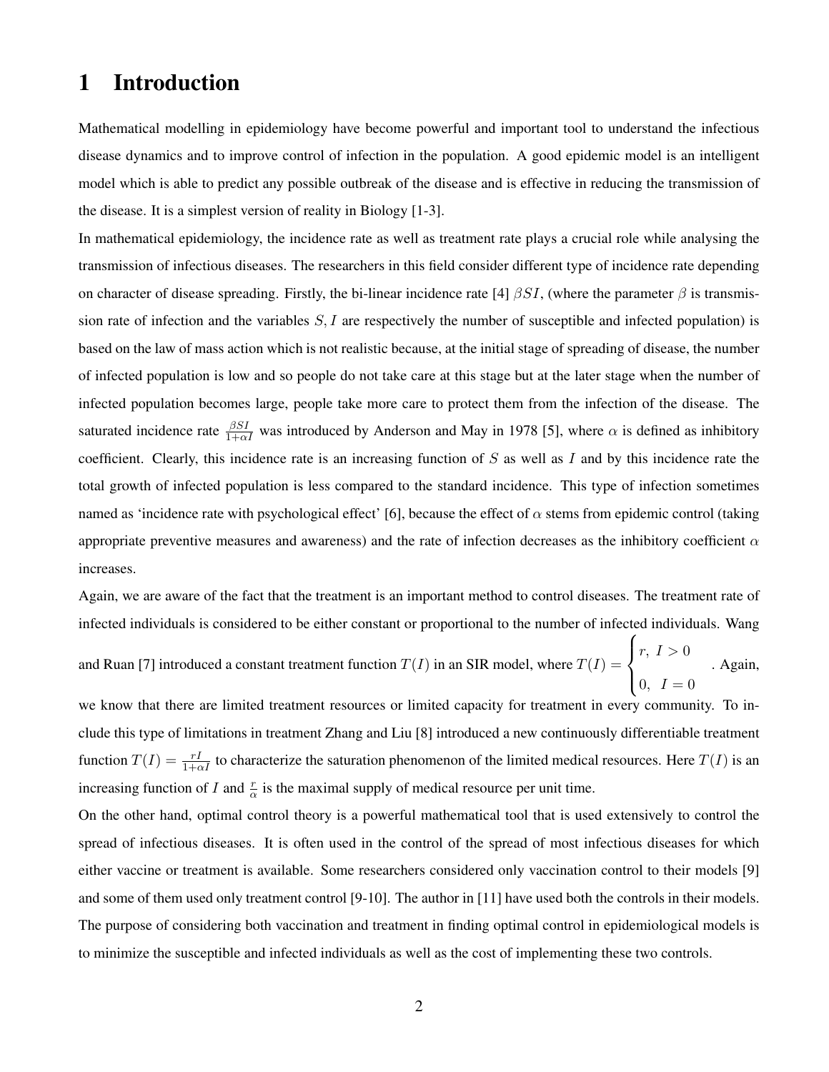# 1 Introduction

Mathematical modelling in epidemiology have become powerful and important tool to understand the infectious disease dynamics and to improve control of infection in the population. A good epidemic model is an intelligent model which is able to predict any possible outbreak of the disease and is effective in reducing the transmission of the disease. It is a simplest version of reality in Biology [1-3].

In mathematical epidemiology, the incidence rate as well as treatment rate plays a crucial role while analysing the transmission of infectious diseases. The researchers in this field consider different type of incidence rate depending on character of disease spreading. Firstly, the bi-linear incidence rate [4] $\beta SI$, (where the parameter $\beta$ is transmission rate of infection and the variables $S, I$ are respectively the number of susceptible and infected population) is based on the law of mass action which is not realistic because, at the initial stage of spreading of disease, the number of infected population is low and so people do not take care at this stage but at the later stage when the number of infected population becomes large, people take more care to protect them from the infection of the disease. The saturated incidence rate $\frac{\beta SI}{1+\alpha I}$ was introduced by Anderson and May in 1978 [5], where $\alpha$ is defined as inhibitory coefficient. Clearly, this incidence rate is an increasing function of $S$ as well as $I$ and by this incidence rate the total growth of infected population is less compared to the standard incidence. This type of infection sometimes named as 'incidence rate with psychological effect' [6], because the effect of $\alpha$ stems from epidemic control (taking appropriate preventive measures and awareness) and the rate of infection decreases as the inhibitory coefficient $\alpha$ increases.

Again, we are aware of the fact that the treatment is an important method to control diseases. The treatment rate of infected individuals is considered to be either constant or proportional to the number of infected individuals. Wang and Ruan [7] introduced a constant treatment function $T(I)$ in an SIR model, where $T(I) = \begin{cases} r, \ I > 0 \\ 0, \ \ I = 0 \end{cases}$. Again, we know that there are limited treatment resources or limited capacity for treatment in every community. To include this type of limitations in treatment Zhang and Liu [8] introduced a new continuously differentiable treatment function $T(I) = \frac{rI}{1+\alpha I}$ to characterize the saturation phenomenon of the limited medical resources. Here $T(I)$ is an increasing function of $I$ and $\frac{r}{\alpha}$ is the maximal supply of medical resource per unit time.

On the other hand, optimal control theory is a powerful mathematical tool that is used extensively to control the spread of infectious diseases. It is often used in the control of the spread of most infectious diseases for which either vaccine or treatment is available. Some researchers considered only vaccination control to their models [9] and some of them used only treatment control [9-10]. The author in [11] have used both the controls in their models. The purpose of considering both vaccination and treatment in finding optimal control in epidemiological models is to minimize the susceptible and infected individuals as well as the cost of implementing these two controls.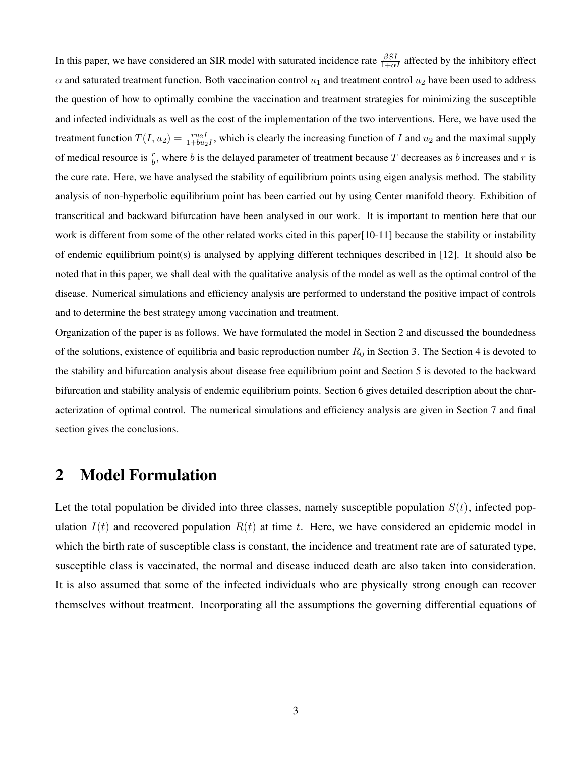In this paper, we have considered an SIR model with saturated incidence rate $\frac{\beta SI}{1+\alpha I}$ affected by the inhibitory effect $\alpha$ and saturated treatment function. Both vaccination control $u_1$ and treatment control $u_2$ have been used to address the question of how to optimally combine the vaccination and treatment strategies for minimizing the susceptible and infected individuals as well as the cost of the implementation of the two interventions. Here, we have used the treatment function $T(I, u_2) = \frac{ru_2 I}{1+bu_2 I}$, which is clearly the increasing function of $I$ and $u_2$ and the maximal supply of medical resource is $\frac{r}{b}$, where $b$ is the delayed parameter of treatment because $T$ decreases as $b$ increases and $r$ is the cure rate. Here, we have analysed the stability of equilibrium points using eigen analysis method. The stability analysis of non-hyperbolic equilibrium point has been carried out by using Center manifold theory. Exhibition of transcritical and backward bifurcation have been analysed in our work. It is important to mention here that our work is different from some of the other related works cited in this paper[10-11] because the stability or instability of endemic equilibrium point(s) is analysed by applying different techniques described in [12]. It should also be noted that in this paper, we shall deal with the qualitative analysis of the model as well as the optimal control of the disease. Numerical simulations and efficiency analysis are performed to understand the positive impact of controls and to determine the best strategy among vaccination and treatment.

Organization of the paper is as follows. We have formulated the model in Section 2 and discussed the boundedness of the solutions, existence of equilibria and basic reproduction number $R_0$ in Section 3. The Section 4 is devoted to the stability and bifurcation analysis about disease free equilibrium point and Section 5 is devoted to the backward bifurcation and stability analysis of endemic equilibrium points. Section 6 gives detailed description about the characterization of optimal control. The numerical simulations and efficiency analysis are given in Section 7 and final section gives the conclusions.

## 2 Model Formulation

Let the total population be divided into three classes, namely susceptible population $S(t)$, infected population $I(t)$ and recovered population $R(t)$ at time $t$. Here, we have considered an epidemic model in which the birth rate of susceptible class is constant, the incidence and treatment rate are of saturated type, susceptible class is vaccinated, the normal and disease induced death are also taken into consideration. It is also assumed that some of the infected individuals who are physically strong enough can recover themselves without treatment. Incorporating all the assumptions the governing differential equations of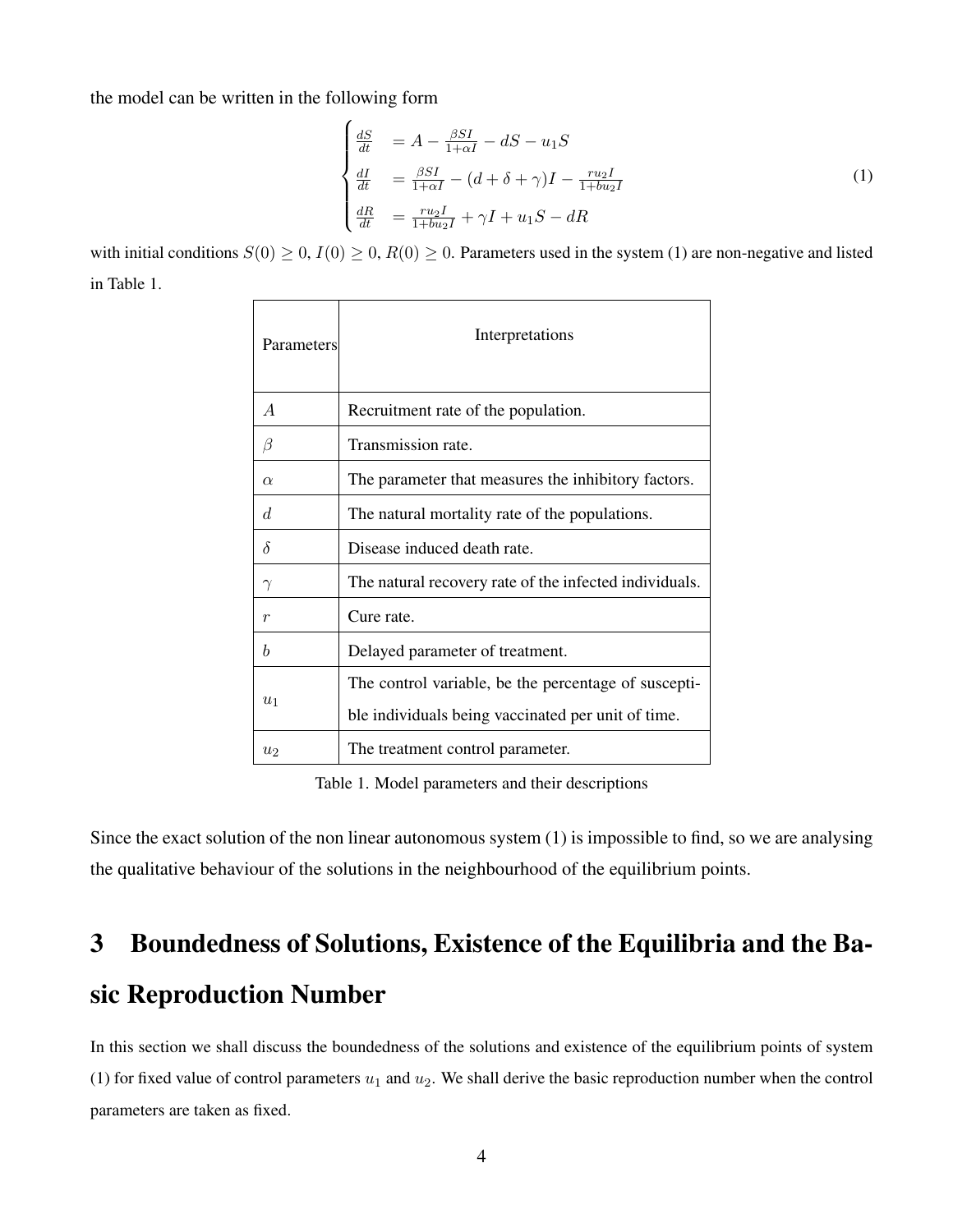the model can be written in the following form

$$
\begin{cases}
\frac{dS}{dt} &= A - \frac{\beta SI}{1+\alpha I} - dS - u_1 S \\
\frac{dI}{dt} &= \frac{\beta SI}{1+\alpha I} - (d+\delta+\gamma)I - \frac{r u_2 I}{1+b u_2 I} \\
\frac{dR}{dt} &= \frac{r u_2 I}{1+b u_2 I} + \gamma I + u_1 S - dR
\end{cases}
\tag{1}
$$

with initial conditions $S(0) \geq 0$, $I(0) \geq 0$, $R(0) \geq 0$. Parameters used in the system (1) are non-negative and listed in Table 1.

| Parameters | Interpretations |
|---|---|
| $A$ | Recruitment rate of the population. |
| $\beta$ | Transmission rate. |
| $\alpha$ | The parameter that measures the inhibitory factors. |
| $d$ | The natural mortality rate of the populations. |
| $\delta$ | Disease induced death rate. |
| $\gamma$ | The natural recovery rate of the infected individuals. |
| $r$ | Cure rate. |
| $b$ | Delayed parameter of treatment. |
| $u_1$ | The control variable, be the percentage of susceptible individuals being vaccinated per unit of time. |
| $u_2$ | The treatment control parameter. |

Table 1. Model parameters and their descriptions

Since the exact solution of the non linear autonomous system (1) is impossible to find, so we are analysing the qualitative behaviour of the solutions in the neighbourhood of the equilibrium points.

# 3 Boundedness of Solutions, Existence of the Equilibria and the Basic Reproduction Number

In this section we shall discuss the boundedness of the solutions and existence of the equilibrium points of system (1) for fixed value of control parameters $u_1$ and $u_2$. We shall derive the basic reproduction number when the control parameters are taken as fixed.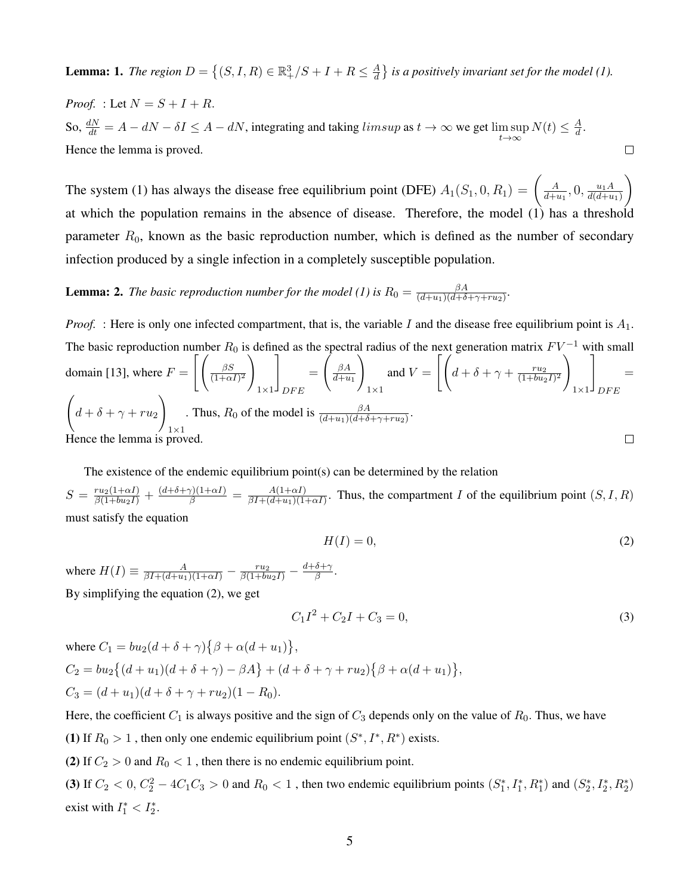**Lemma: 1.** *The region $D = \{(S, I, R) \in \mathbb{R}^3_+ / S + I + R \leq \frac{A}{d}\}$ is a positively invariant set for the model (1).*

*Proof.* : Let $N = S + I + R$.

So, $\frac{dN}{dt} = A - dN - \delta I \leq A - dN$, integrating and taking $limsup$ as $t \to \infty$ we get $\limsup_{t\to\infty} N(t) \leq \frac{A}{d}$.

Hence the lemma is proved. □

The system (1) has always the disease free equilibrium point (DFE) $A_1(S_1, 0, R_1) = \left(\frac{A}{d+u_1}, 0, \frac{u_1 A}{d(d+u_1)}\right)$ at which the population remains in the absence of disease. Therefore, the model (1) has a threshold parameter $R_0$, known as the basic reproduction number, which is defined as the number of secondary infection produced by a single infection in a completely susceptible population.

**Lemma: 2.** *The basic reproduction number for the model (1) is $R_0 = \frac{\beta A}{(d+u_1)(d+\delta+\gamma+ru_2)}$.*

*Proof.* : Here is only one infected compartment, that is, the variable $I$ and the disease free equilibrium point is $A_1$. The basic reproduction number $R_0$ is defined as the spectral radius of the next generation matrix $FV^{-1}$ with small domain [13], where $F = \left[\left(\frac{\beta S}{(1+\alpha I)^2}\right)_{1\times 1}\right]_{DFE} = \left(\frac{\beta A}{d+u_1}\right)_{1\times 1}$ and $V = \left[\left(d+\delta+\gamma+\frac{ru_2}{(1+bu_2 I)^2}\right)_{1\times 1}\right]_{DFE} = \left(d+\delta+\gamma+ru_2\right)_{1\times 1}$. Thus, $R_0$ of the model is $\frac{\beta A}{(d+u_1)(d+\delta+\gamma+ru_2)}$.

Hence the lemma is proved. □

The existence of the endemic equilibrium point(s) can be determined by the relation $S = \frac{ru_2(1+\alpha I)}{\beta(1+bu_2 I)} + \frac{(d+\delta+\gamma)(1+\alpha I)}{\beta} = \frac{A(1+\alpha I)}{\beta I + (d+u_1)(1+\alpha I)}$. Thus, the compartment $I$ of the equilibrium point $(S, I, R)$ must satisfy the equation

$$H(I) = 0, \tag{2}$$

where $H(I) \equiv \frac{A}{\beta I + (d+u_1)(1+\alpha I)} - \frac{ru_2}{\beta(1+bu_2 I)} - \frac{d+\delta+\gamma}{\beta}$.

By simplifying the equation (2), we get

$$C_1 I^2 + C_2 I + C_3 = 0, \tag{3}$$

where $C_1 = bu_2(d+\delta+\gamma)\{\beta + \alpha(d+u_1)\}$,

$C_2 = bu_2\{(d+u_1)(d+\delta+\gamma) - \beta A\} + (d+\delta+\gamma+ru_2)\{\beta + \alpha(d+u_1)\}$,

$C_3 = (d+u_1)(d+\delta+\gamma+ru_2)(1-R_0)$.

Here, the coefficient $C_1$ is always positive and the sign of $C_3$ depends only on the value of $R_0$. Thus, we have

**(1)** If $R_0 > 1$ , then only one endemic equilibrium point $(S^*, I^*, R^*)$ exists.

**(2)** If $C_2 > 0$ and $R_0 < 1$ , then there is no endemic equilibrium point.

**(3)** If $C_2 < 0$, $C_2^2 - 4C_1C_3 > 0$ and $R_0 < 1$ , then two endemic equilibrium points $(S_1^*, I_1^*, R_1^*)$ and $(S_2^*, I_2^*, R_2^*)$ exist with $I_1^* < I_2^*$.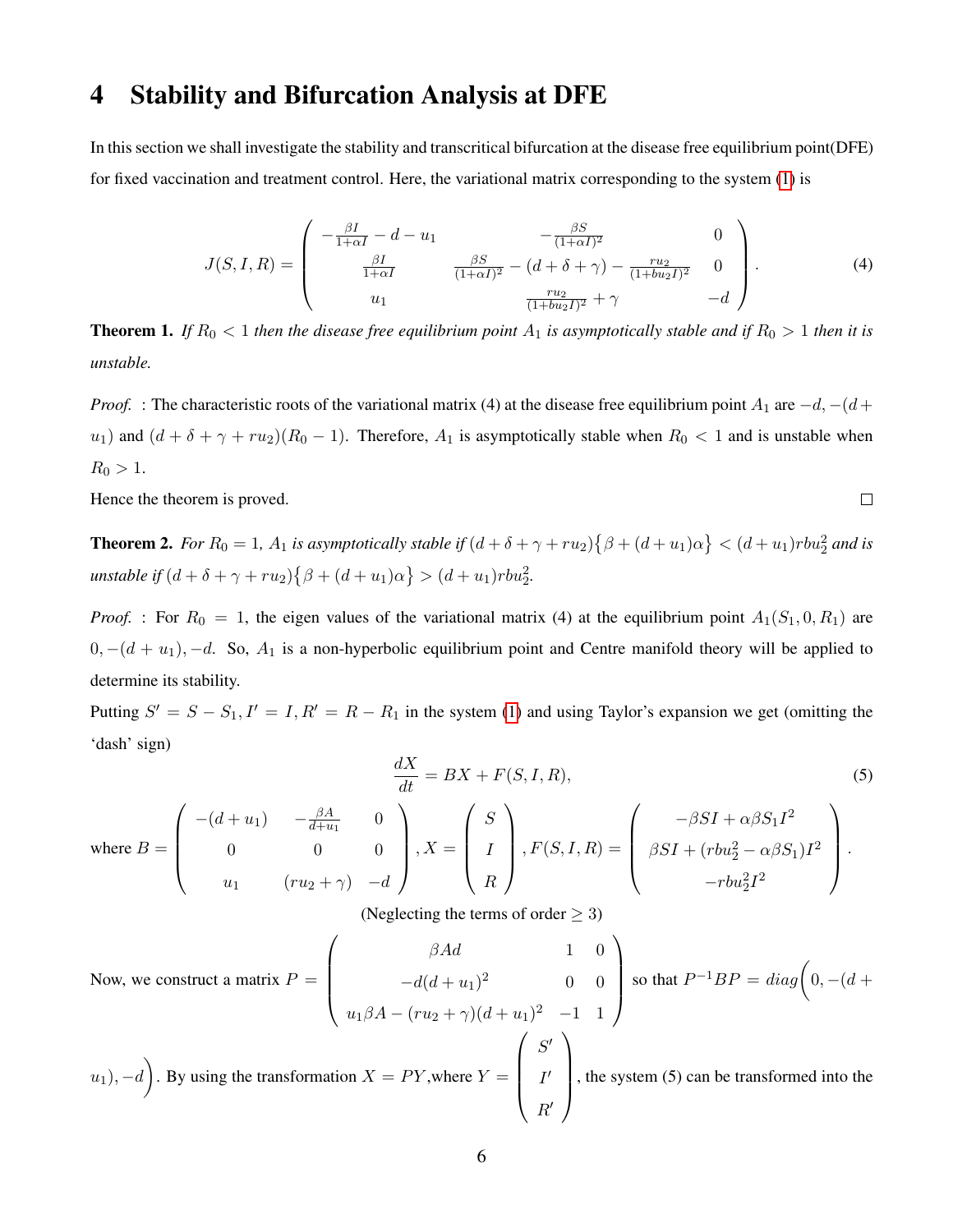# 4 Stability and Bifurcation Analysis at DFE

In this section we shall investigate the stability and transcritical bifurcation at the disease free equilibrium point(DFE) for fixed vaccination and treatment control. Here, the variational matrix corresponding to the system (1) is

$$J(S,I,R) = \begin{pmatrix} -\frac{\beta I}{1+\alpha I} - d - u_1 & -\frac{\beta S}{(1+\alpha I)^2} & 0 \\ \frac{\beta I}{1+\alpha I} & \frac{\beta S}{(1+\alpha I)^2} - (d+\delta+\gamma) - \frac{r u_2}{(1+b u_2 I)^2} & 0 \\ u_1 & \frac{r u_2}{(1+b u_2 I)^2} + \gamma & -d \end{pmatrix}. \tag{4}$$

**Theorem 1.** *If $R_0 < 1$ then the disease free equilibrium point $A_1$ is asymptotically stable and if $R_0 > 1$ then it is unstable.*

*Proof.* : The characteristic roots of the variational matrix (4) at the disease free equilibrium point $A_1$ are $-d, -(d+u_1)$ and $(d+\delta+\gamma+ru_2)(R_0-1)$. Therefore, $A_1$ is asymptotically stable when $R_0 < 1$ and is unstable when $R_0 > 1$.

Hence the theorem is proved. □

**Theorem 2.** *For $R_0 = 1$, $A_1$ is asymptotically stable if $(d+\delta+\gamma+ru_2)\{\beta+(d+u_1)\alpha\} < (d+u_1)rbu_2^2$ and is unstable if $(d+\delta+\gamma+ru_2)\{\beta+(d+u_1)\alpha\} > (d+u_1)rbu_2^2$.*

*Proof.* : For $R_0 = 1$, the eigen values of the variational matrix (4) at the equilibrium point $A_1(S_1, 0, R_1)$ are $0, -(d+u_1), -d$. So, $A_1$ is a non-hyperbolic equilibrium point and Centre manifold theory will be applied to determine its stability.

Putting $S' = S - S_1, I' = I, R' = R - R_1$ in the system (1) and using Taylor's expansion we get (omitting the 'dash' sign)

$$\frac{dX}{dt} = BX + F(S,I,R), \tag{5}$$

where $B = \begin{pmatrix} -(d+u_1) & -\frac{\beta A}{d+u_1} & 0 \\ 0 & 0 & 0 \\ u_1 & (ru_2+\gamma) & -d \end{pmatrix}, X = \begin{pmatrix} S \\ I \\ R \end{pmatrix}, F(S,I,R) = \begin{pmatrix} -\beta SI + \alpha\beta S_1 I^2 \\ \beta SI + (rbu_2^2 - \alpha\beta S_1)I^2 \\ -rbu_2^2 I^2 \end{pmatrix}.$

(Neglecting the terms of order $\geq 3$)

Now, we construct a matrix $P = \begin{pmatrix} \beta A d & 1 & 0 \\ -d(d+u_1)^2 & 0 & 0 \\ u_1\beta A - (ru_2+\gamma)(d+u_1)^2 & -1 & 1 \end{pmatrix}$ so that $P^{-1}BP = diag\Big(0, -(d+u_1), -d\Big)$. By using the transformation $X = PY$,where $Y = \begin{pmatrix} S' \\ I' \\ R' \end{pmatrix}$, the system (5) can be transformed into the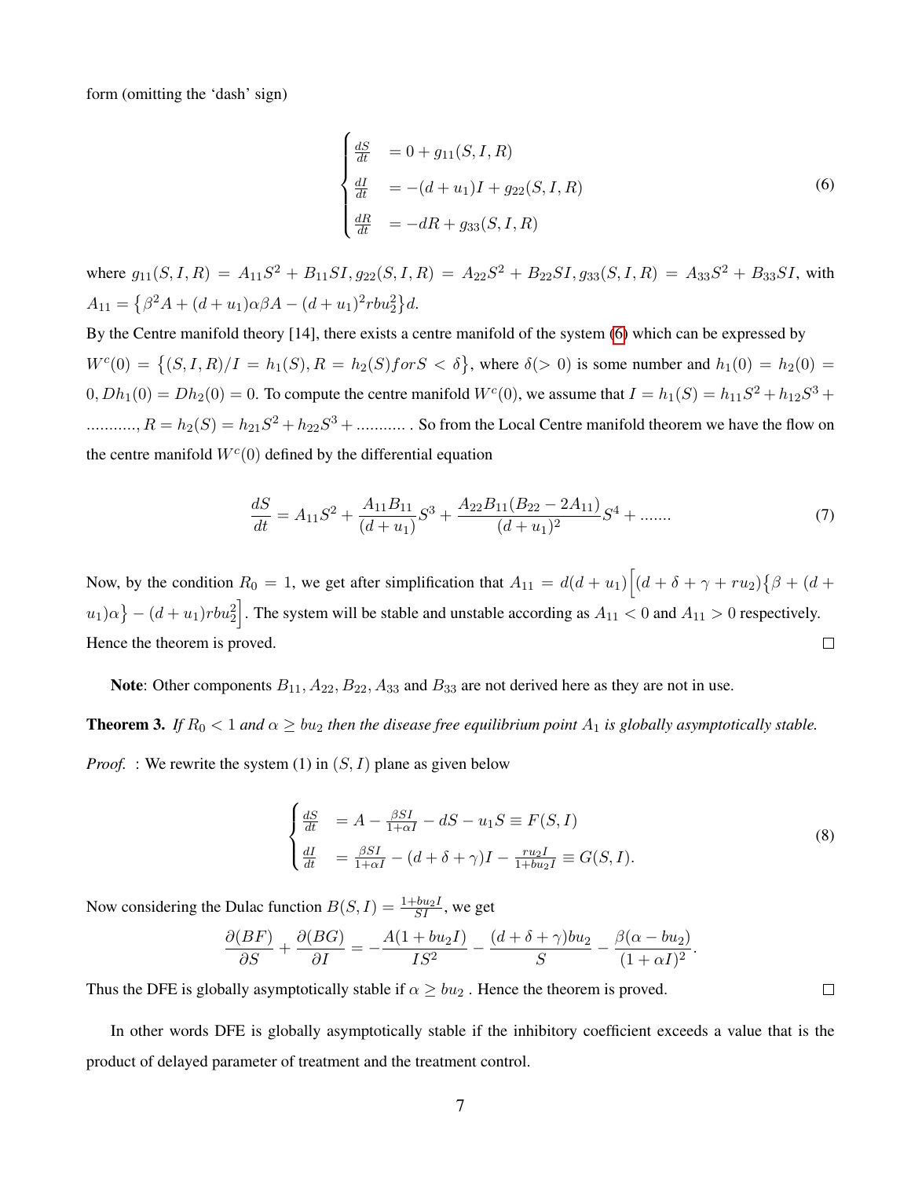form (omitting the 'dash' sign)

$$
\begin{cases}
\frac{dS}{dt} &= 0 + g_{11}(S, I, R) \\
\frac{dI}{dt} &= -(d+u_1)I + g_{22}(S, I, R) \\
\frac{dR}{dt} &= -dR + g_{33}(S, I, R)
\end{cases}
\tag{6}
$$

where $g_{11}(S, I, R) = A_{11}S^2 + B_{11}SI, g_{22}(S, I, R) = A_{22}S^2 + B_{22}SI, g_{33}(S, I, R) = A_{33}S^2 + B_{33}SI$, with $A_{11} = \{\beta^2 A + (d+u_1)\alpha\beta A - (d+u_1)^2 rbu_2^2\}d$.

By the Centre manifold theory [14], there exists a centre manifold of the system (6) which can be expressed by $W^c(0) = \{(S, I, R)/I = h_1(S), R = h_2(S) for S < \delta\}$, where $\delta(> 0)$ is some number and $h_1(0) = h_2(0) = 0, Dh_1(0) = Dh_2(0) = 0$. To compute the centre manifold $W^c(0)$, we assume that $I = h_1(S) = h_{11}S^2 + h_{12}S^3 + \ldots\ldots\ldots\ldots, R = h_2(S) = h_{21}S^2 + h_{22}S^3 + \ldots\ldots\ldots\ldots$ . So from the Local Centre manifold theorem we have the flow on the centre manifold $W^c(0)$ defined by the differential equation

$$
\frac{dS}{dt} = A_{11}S^2 + \frac{A_{11}B_{11}}{(d+u_1)}S^3 + \frac{A_{22}B_{11}(B_{22} - 2A_{11})}{(d+u_1)^2}S^4 + \ldots\ldots.
\tag{7}
$$

Now, by the condition $R_0 = 1$, we get after simplification that $A_{11} = d(d+u_1)\Big[(d+\delta+\gamma+ru_2)\{\beta + (d+u_1)\alpha\} - (d+u_1)rbu_2^2\Big]$. The system will be stable and unstable according as $A_{11} < 0$ and $A_{11} > 0$ respectively. Hence the theorem is proved. □

**Note**: Other components $B_{11}, A_{22}, B_{22}, A_{33}$ and $B_{33}$ are not derived here as they are not in use.

**Theorem 3.** *If $R_0 < 1$ and $\alpha \geq bu_2$ then the disease free equilibrium point $A_1$ is globally asymptotically stable.*

*Proof.* : We rewrite the system (1) in $(S, I)$ plane as given below

$$
\begin{cases}
\frac{dS}{dt} &= A - \frac{\beta SI}{1+\alpha I} - dS - u_1 S \equiv F(S, I) \\
\frac{dI}{dt} &= \frac{\beta SI}{1+\alpha I} - (d+\delta+\gamma)I - \frac{ru_2 I}{1+bu_2 I} \equiv G(S, I).
\end{cases}
\tag{8}
$$

Now considering the Dulac function $B(S, I) = \frac{1+bu_2 I}{SI}$, we get

$$
\frac{\partial(BF)}{\partial S} + \frac{\partial(BG)}{\partial I} = -\frac{A(1+bu_2 I)}{IS^2} - \frac{(d+\delta+\gamma)bu_2}{S} - \frac{\beta(\alpha - bu_2)}{(1+\alpha I)^2}.
$$

Thus the DFE is globally asymptotically stable if $\alpha \geq bu_2$ . Hence the theorem is proved. □

In other words DFE is globally asymptotically stable if the inhibitory coefficient exceeds a value that is the product of delayed parameter of treatment and the treatment control.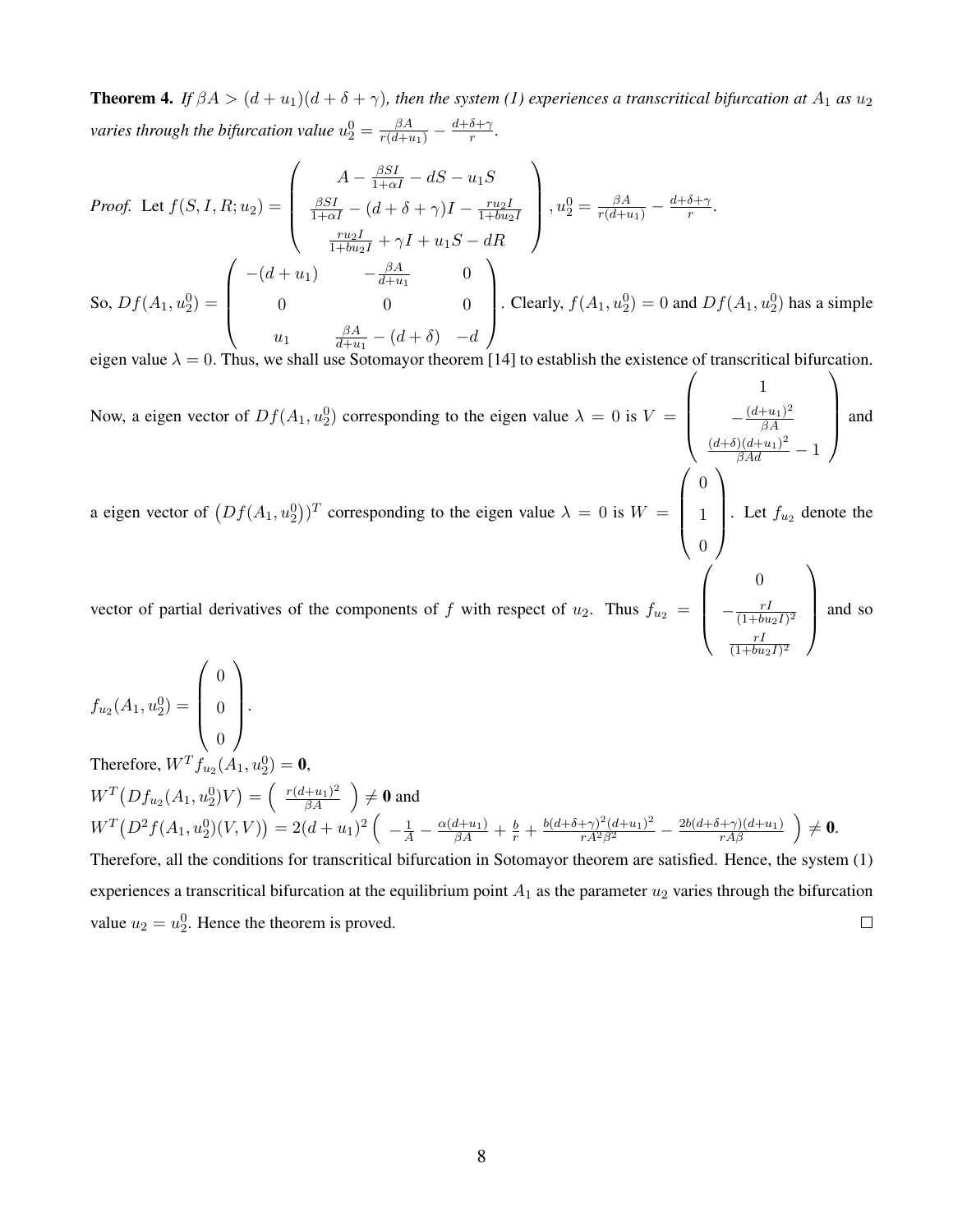**Theorem 4.** *If $\beta A > (d + u_1)(d + \delta + \gamma)$, then the system (1) experiences a transcritical bifurcation at $A_1$ as $u_2$ varies through the bifurcation value $u_2^0 = \frac{\beta A}{r(d+u_1)} - \frac{d+\delta+\gamma}{r}$.*

*Proof.* Let $f(S, I, R; u_2) = \begin{pmatrix} A - \frac{\beta SI}{1+\alpha I} - dS - u_1 S \\ \frac{\beta SI}{1+\alpha I} - (d + \delta + \gamma)I - \frac{r u_2 I}{1+b u_2 I} \\ \frac{r u_2 I}{1+b u_2 I} + \gamma I + u_1 S - dR \end{pmatrix}$, $u_2^0 = \frac{\beta A}{r(d+u_1)} - \frac{d+\delta+\gamma}{r}$.

So, $Df(A_1, u_2^0) = \begin{pmatrix} -(d + u_1) & -\frac{\beta A}{d+u_1} & 0 \\ 0 & 0 & 0 \\ u_1 & \frac{\beta A}{d+u_1} - (d + \delta) & -d \end{pmatrix}$. Clearly, $f(A_1, u_2^0) = 0$ and $Df(A_1, u_2^0)$ has a simple eigen value $\lambda = 0$. Thus, we shall use Sotomayor theorem [14] to establish the existence of transcritical bifurcation.

Now, a eigen vector of $Df(A_1, u_2^0)$ corresponding to the eigen value $\lambda = 0$ is $V = \begin{pmatrix} 1 \\ -\frac{(d+u_1)^2}{\beta A} \\ \frac{(d+\delta)(d+u_1)^2}{\beta A d} - 1 \end{pmatrix}$ and a eigen vector of $\big(Df(A_1, u_2^0)\big)^T$ corresponding to the eigen value $\lambda = 0$ is $W = \begin{pmatrix} 0 \\ 1 \\ 0 \end{pmatrix}$. Let $f_{u_2}$ denote the vector of partial derivatives of the components of $f$ with respect of $u_2$. Thus $f_{u_2} = \begin{pmatrix} 0 \\ -\frac{rI}{(1+bu_2 I)^2} \\ \frac{rI}{(1+bu_2 I)^2} \end{pmatrix}$ and so $f_{u_2}(A_1, u_2^0) = \begin{pmatrix} 0 \\ 0 \\ 0 \end{pmatrix}$.

Therefore, $W^T f_{u_2}(A_1, u_2^0) = \mathbf{0}$,

$W^T\big(Df_{u_2}(A_1, u_2^0)V\big) = \left( \frac{r(d+u_1)^2}{\beta A} \right) \neq \mathbf{0}$ and

$W^T\big(D^2 f(A_1, u_2^0)(V, V)\big) = 2(d + u_1)^2 \left( -\frac{1}{A} - \frac{\alpha(d+u_1)}{\beta A} + \frac{b}{r} + \frac{b(d+\delta+\gamma)^2(d+u_1)^2}{rA^2\beta^2} - \frac{2b(d+\delta+\gamma)(d+u_1)}{rA\beta} \right) \neq \mathbf{0}$.

Therefore, all the conditions for transcritical bifurcation in Sotomayor theorem are satisfied. Hence, the system (1) experiences a transcritical bifurcation at the equilibrium point $A_1$ as the parameter $u_2$ varies through the bifurcation value $u_2 = u_2^0$. Hence the theorem is proved. $\square$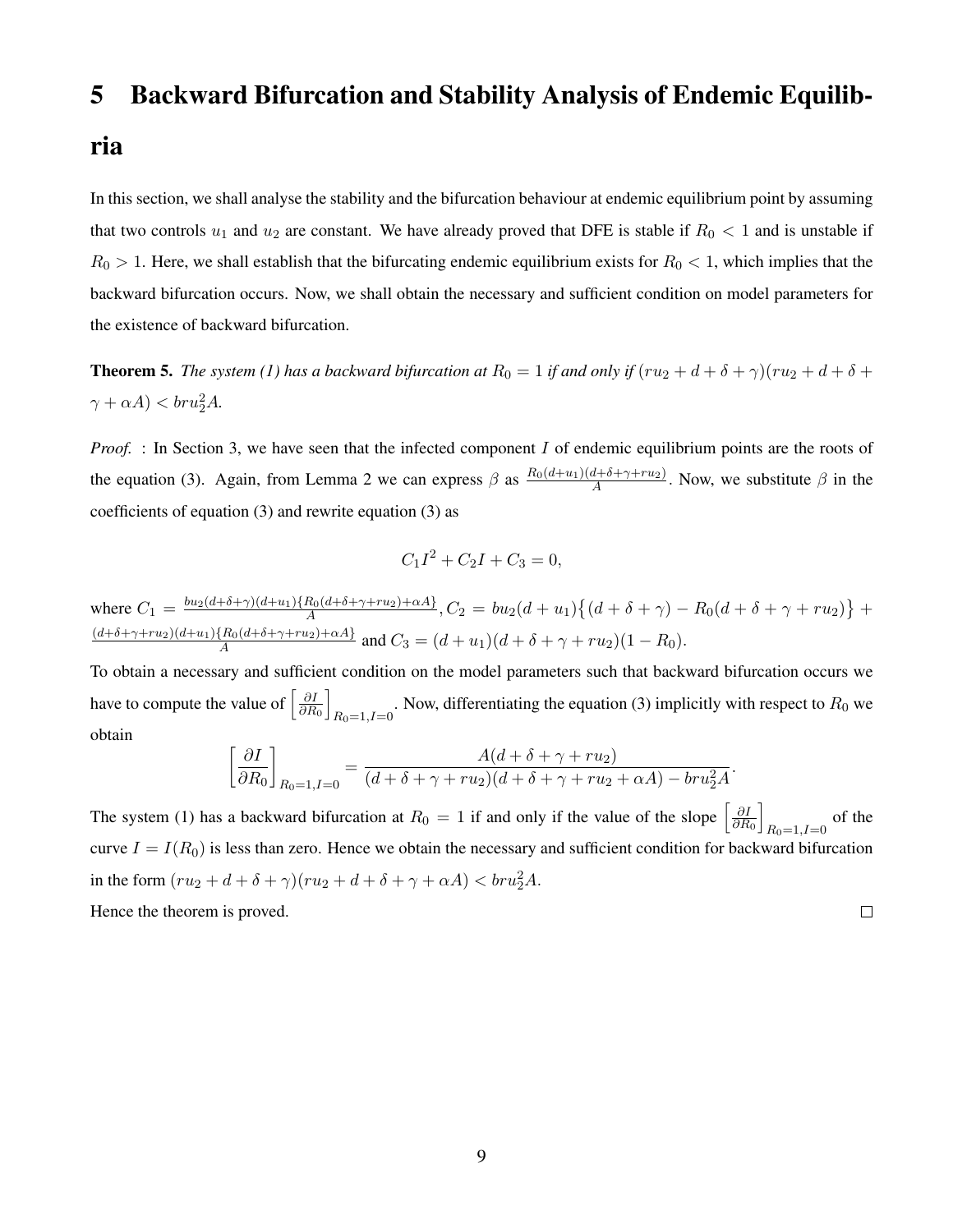# 5 Backward Bifurcation and Stability Analysis of Endemic Equilibria

In this section, we shall analyse the stability and the bifurcation behaviour at endemic equilibrium point by assuming that two controls $u_1$ and $u_2$ are constant. We have already proved that DFE is stable if $R_0 < 1$ and is unstable if $R_0 > 1$. Here, we shall establish that the bifurcating endemic equilibrium exists for $R_0 < 1$, which implies that the backward bifurcation occurs. Now, we shall obtain the necessary and sufficient condition on model parameters for the existence of backward bifurcation.

**Theorem 5.** *The system (1) has a backward bifurcation at $R_0 = 1$ if and only if $(ru_2 + d + \delta + \gamma)(ru_2 + d + \delta + \gamma + \alpha A) < bru_2^2 A$.*

*Proof.* : In Section 3, we have seen that the infected component $I$ of endemic equilibrium points are the roots of the equation (3). Again, from Lemma 2 we can express $\beta$ as $\frac{R_0(d+u_1)(d+\delta+\gamma+ru_2)}{A}$. Now, we substitute $\beta$ in the coefficients of equation (3) and rewrite equation (3) as

$$C_1 I^2 + C_2 I + C_3 = 0,$$

where $C_1 = \frac{bu_2(d+\delta+\gamma)(d+u_1)\{R_0(d+\delta+\gamma+ru_2)+\alpha A\}}{A}$, $C_2 = bu_2(d+u_1)\big\{(d+\delta+\gamma) - R_0(d+\delta+\gamma+ru_2)\big\} + \frac{(d+\delta+\gamma+ru_2)(d+u_1)\{R_0(d+\delta+\gamma+ru_2)+\alpha A\}}{A}$ and $C_3 = (d+u_1)(d+\delta+\gamma+ru_2)(1-R_0)$.

To obtain a necessary and sufficient condition on the model parameters such that backward bifurcation occurs we have to compute the value of $\left[\frac{\partial I}{\partial R_0}\right]_{R_0=1, I=0}$. Now, differentiating the equation (3) implicitly with respect to $R_0$ we obtain

$$\left[\frac{\partial I}{\partial R_0}\right]_{R_0=1, I=0} = \frac{A(d+\delta+\gamma+ru_2)}{(d+\delta+\gamma+ru_2)(d+\delta+\gamma+ru_2+\alpha A) - bru_2^2 A}.$$

The system (1) has a backward bifurcation at $R_0 = 1$ if and only if the value of the slope $\left[\frac{\partial I}{\partial R_0}\right]_{R_0=1, I=0}$ of the curve $I = I(R_0)$ is less than zero. Hence we obtain the necessary and sufficient condition for backward bifurcation in the form $(ru_2 + d + \delta + \gamma)(ru_2 + d + \delta + \gamma + \alpha A) < bru_2^2 A$.

Hence the theorem is proved. □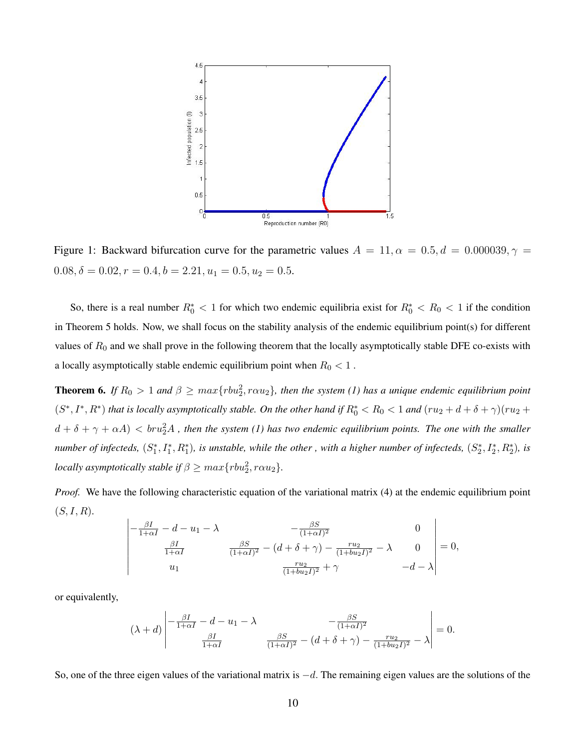Figure 1: Backward bifurcation curve for the parametric values $A = 11, \alpha = 0.5, d = 0.000039, \gamma = 0.08, \delta = 0.02, r = 0.4, b = 2.21, u_1 = 0.5, u_2 = 0.5$.

So, there is a real number $R_0^* < 1$ for which two endemic equilibria exist for $R_0^* < R_0 < 1$ if the condition in Theorem 5 holds. Now, we shall focus on the stability analysis of the endemic equilibrium point(s) for different values of $R_0$ and we shall prove in the following theorem that the locally asymptotically stable DFE co-exists with a locally asymptotically stable endemic equilibrium point when $R_0 < 1$ .

**Theorem 6.** *If $R_0 > 1$ and $\beta \geq max\{rbu_2^2, r\alpha u_2\}$, then the system (1) has a unique endemic equilibrium point $(S^*, I^*, R^*)$ that is locally asymptotically stable. On the other hand if $R_0^* < R_0 < 1$ and $(ru_2 + d + \delta + \gamma)(ru_2 + d + \delta + \gamma + \alpha A) < bru_2^2 A$ , then the system (1) has two endemic equilibrium points. The one with the smaller number of infecteds, $(S_1^*, I_1^*, R_1^*)$, is unstable, while the other , with a higher number of infecteds, $(S_2^*, I_2^*, R_2^*)$, is locally asymptotically stable if $\beta \geq max\{rbu_2^2, r\alpha u_2\}$.*

*Proof.* We have the following characteristic equation of the variational matrix (4) at the endemic equilibrium point $(S, I, R)$.

$$\begin{vmatrix} -\frac{\beta I}{1+\alpha I} - d - u_1 - \lambda & -\frac{\beta S}{(1+\alpha I)^2} & 0 \\ \frac{\beta I}{1+\alpha I} & \frac{\beta S}{(1+\alpha I)^2} - (d+\delta+\gamma) - \frac{ru_2}{(1+bu_2 I)^2} - \lambda & 0 \\ u_1 & \frac{ru_2}{(1+bu_2 I)^2} + \gamma & -d-\lambda \end{vmatrix} = 0,$$

or equivalently,

$$(\lambda + d) \begin{vmatrix} -\frac{\beta I}{1+\alpha I} - d - u_1 - \lambda & -\frac{\beta S}{(1+\alpha I)^2} \\ \frac{\beta I}{1+\alpha I} & \frac{\beta S}{(1+\alpha I)^2} - (d+\delta+\gamma) - \frac{ru_2}{(1+bu_2 I)^2} - \lambda \end{vmatrix} = 0.$$

So, one of the three eigen values of the variational matrix is $-d$. The remaining eigen values are the solutions of the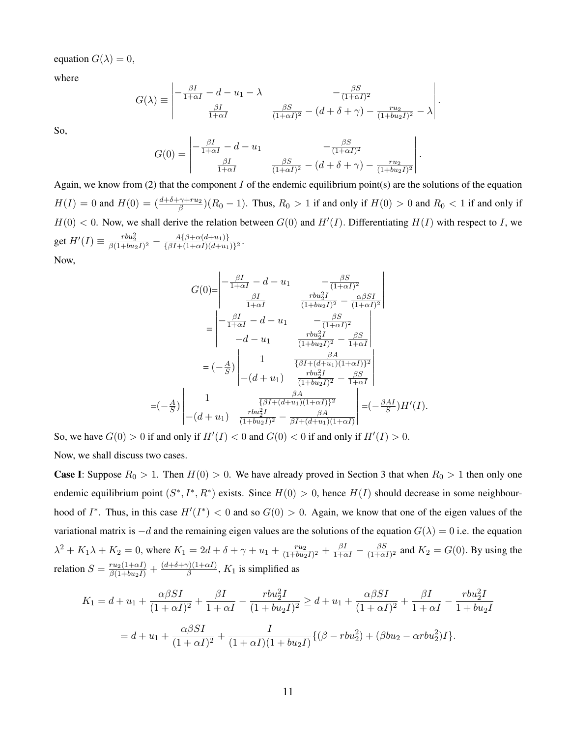equation $G(\lambda) = 0$,

where

$$G(\lambda) \equiv \begin{vmatrix} -\frac{\beta I}{1+\alpha I} - d - u_1 - \lambda & -\frac{\beta S}{(1+\alpha I)^2} \\ \frac{\beta I}{1+\alpha I} & \frac{\beta S}{(1+\alpha I)^2} - (d+\delta+\gamma) - \frac{r u_2}{(1+b u_2 I)^2} - \lambda \end{vmatrix}.$$

So,

$$G(0) = \begin{vmatrix} -\frac{\beta I}{1+\alpha I} - d - u_1 & -\frac{\beta S}{(1+\alpha I)^2} \\ \frac{\beta I}{1+\alpha I} & \frac{\beta S}{(1+\alpha I)^2} - (d+\delta+\gamma) - \frac{r u_2}{(1+b u_2 I)^2} \end{vmatrix}.$$

Again, we know from (2) that the component $I$ of the endemic equilibrium point(s) are the solutions of the equation $H(I) = 0$ and $H(0) = (\frac{d+\delta+\gamma+r u_2}{\beta})(R_0 - 1)$. Thus, $R_0 > 1$ if and only if $H(0) > 0$ and $R_0 < 1$ if and only if $H(0) < 0$. Now, we shall derive the relation between $G(0)$ and $H'(I)$. Differentiating $H(I)$ with respect to $I$, we get $H'(I) \equiv \frac{r b u_2^2}{\beta(1+b u_2 I)^2} - \frac{A\{\beta+\alpha(d+u_1)\}}{\{\beta I+(1+\alpha I)(d+u_1)\}^2}$.

Now,

$$G(0)=\begin{vmatrix} -\frac{\beta I}{1+\alpha I} - d - u_1 & -\frac{\beta S}{(1+\alpha I)^2} \\ \frac{\beta I}{1+\alpha I} & \frac{r b u_2^2 I}{(1+b u_2 I)^2} - \frac{\alpha\beta S I}{(1+\alpha I)^2} \end{vmatrix}$$

$$=\begin{vmatrix} -\frac{\beta I}{1+\alpha I} - d - u_1 & -\frac{\beta S}{(1+\alpha I)^2} \\ -d - u_1 & \frac{r b u_2^2 I}{(1+b u_2 I)^2} - \frac{\beta S}{1+\alpha I} \end{vmatrix}$$

$$= (-\tfrac{A}{S})\begin{vmatrix} 1 & \frac{\beta A}{\{\beta I+(d+u_1)(1+\alpha I)\}^2} \\ -(d+u_1) & \frac{r b u_2^2 I}{(1+b u_2 I)^2} - \frac{\beta S}{1+\alpha I} \end{vmatrix}$$

$$=(-\tfrac{A}{S})\begin{vmatrix} 1 & \frac{\beta A}{\{\beta I+(d+u_1)(1+\alpha I)\}^2} \\ -(d+u_1) & \frac{r b u_2^2 I}{(1+b u_2 I)^2} - \frac{\beta A}{\beta I+(d+u_1)(1+\alpha I)} \end{vmatrix} =(-\tfrac{\beta A I}{S})H'(I).$$

So, we have $G(0) > 0$ if and only if $H'(I) < 0$ and $G(0) < 0$ if and only if $H'(I) > 0$.

Now, we shall discuss two cases.

**Case I**: Suppose $R_0 > 1$. Then $H(0) > 0$. We have already proved in Section 3 that when $R_0 > 1$ then only one endemic equilibrium point $(S^*, I^*, R^*)$ exists. Since $H(0) > 0$, hence $H(I)$ should decrease in some neighbourhood of $I^*$. Thus, in this case $H'(I^*) < 0$ and so $G(0) > 0$. Again, we know that one of the eigen values of the variational matrix is $-d$ and the remaining eigen values are the solutions of the equation $G(\lambda) = 0$ i.e. the equation $\lambda^2 + K_1\lambda + K_2 = 0$, where $K_1 = 2d + \delta + \gamma + u_1 + \frac{r u_2}{(1+b u_2 I)^2} + \frac{\beta I}{1+\alpha I} - \frac{\beta S}{(1+\alpha I)^2}$ and $K_2 = G(0)$. By using the relation $S = \frac{r u_2(1+\alpha I)}{\beta(1+b u_2 I)} + \frac{(d+\delta+\gamma)(1+\alpha I)}{\beta}$, $K_1$ is simplified as

$$K_1 = d + u_1 + \frac{\alpha\beta S I}{(1+\alpha I)^2} + \frac{\beta I}{1+\alpha I} - \frac{r b u_2^2 I}{(1+b u_2 I)^2} \geq d + u_1 + \frac{\alpha\beta S I}{(1+\alpha I)^2} + \frac{\beta I}{1+\alpha I} - \frac{r b u_2^2 I}{1+b u_2 I}$$

$$= d + u_1 + \frac{\alpha\beta S I}{(1+\alpha I)^2} + \frac{I}{(1+\alpha I)(1+b u_2 I)}\{(\beta - r b u_2^2) + (\beta b u_2 - \alpha r b u_2^2)I\}.$$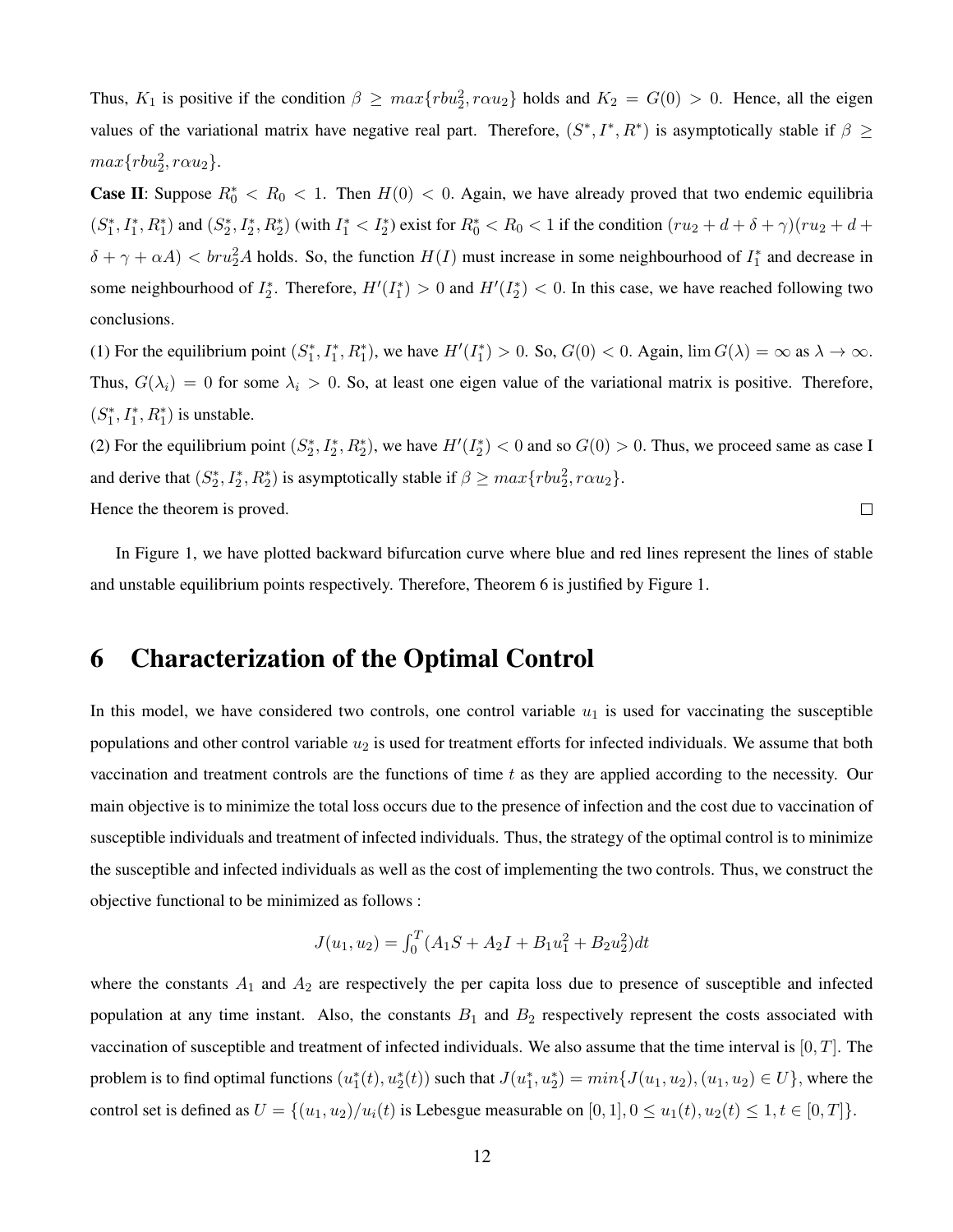Thus, $K_1$ is positive if the condition $\beta \geq max\{rbu_2^2, r\alpha u_2\}$ holds and $K_2 = G(0) > 0$. Hence, all the eigen values of the variational matrix have negative real part. Therefore, $(S^*, I^*, R^*)$ is asymptotically stable if $\beta \geq max\{rbu_2^2, r\alpha u_2\}$.

**Case II**: Suppose $R_0^* < R_0 < 1$. Then $H(0) < 0$. Again, we have already proved that two endemic equilibria $(S_1^*, I_1^*, R_1^*)$ and $(S_2^*, I_2^*, R_2^*)$ (with $I_1^* < I_2^*$) exist for $R_0^* < R_0 < 1$ if the condition $(ru_2 + d + \delta + \gamma)(ru_2 + d + \delta + \gamma + \alpha A) < bru_2^2 A$ holds. So, the function $H(I)$ must increase in some neighbourhood of $I_1^*$ and decrease in some neighbourhood of $I_2^*$. Therefore, $H'(I_1^*) > 0$ and $H'(I_2^*) < 0$. In this case, we have reached following two conclusions.

(1) For the equilibrium point $(S_1^*, I_1^*, R_1^*)$, we have $H'(I_1^*) > 0$. So, $G(0) < 0$. Again, $\lim G(\lambda) = \infty$ as $\lambda \to \infty$. Thus, $G(\lambda_i) = 0$ for some $\lambda_i > 0$. So, at least one eigen value of the variational matrix is positive. Therefore, $(S_1^*, I_1^*, R_1^*)$ is unstable.

(2) For the equilibrium point $(S_2^*, I_2^*, R_2^*)$, we have $H'(I_2^*) < 0$ and so $G(0) > 0$. Thus, we proceed same as case I and derive that $(S_2^*, I_2^*, R_2^*)$ is asymptotically stable if $\beta \geq max\{rbu_2^2, r\alpha u_2\}$.

Hence the theorem is proved. □

In Figure 1, we have plotted backward bifurcation curve where blue and red lines represent the lines of stable and unstable equilibrium points respectively. Therefore, Theorem 6 is justified by Figure 1.

# 6 Characterization of the Optimal Control

In this model, we have considered two controls, one control variable $u_1$ is used for vaccinating the susceptible populations and other control variable $u_2$ is used for treatment efforts for infected individuals. We assume that both vaccination and treatment controls are the functions of time $t$ as they are applied according to the necessity. Our main objective is to minimize the total loss occurs due to the presence of infection and the cost due to vaccination of susceptible individuals and treatment of infected individuals. Thus, the strategy of the optimal control is to minimize the susceptible and infected individuals as well as the cost of implementing the two controls. Thus, we construct the objective functional to be minimized as follows :

$$J(u_1, u_2) = \int_0^T (A_1 S + A_2 I + B_1 u_1^2 + B_2 u_2^2) dt$$

where the constants $A_1$ and $A_2$ are respectively the per capita loss due to presence of susceptible and infected population at any time instant. Also, the constants $B_1$ and $B_2$ respectively represent the costs associated with vaccination of susceptible and treatment of infected individuals. We also assume that the time interval is $[0, T]$. The problem is to find optimal functions $(u_1^*(t), u_2^*(t))$ such that $J(u_1^*, u_2^*) = min\{J(u_1, u_2), (u_1, u_2) \in U\}$, where the control set is defined as $U = \{(u_1, u_2)/u_i(t)$ is Lebesgue measurable on $[0, 1], 0 \leq u_1(t), u_2(t) \leq 1, t \in [0, T]\}$.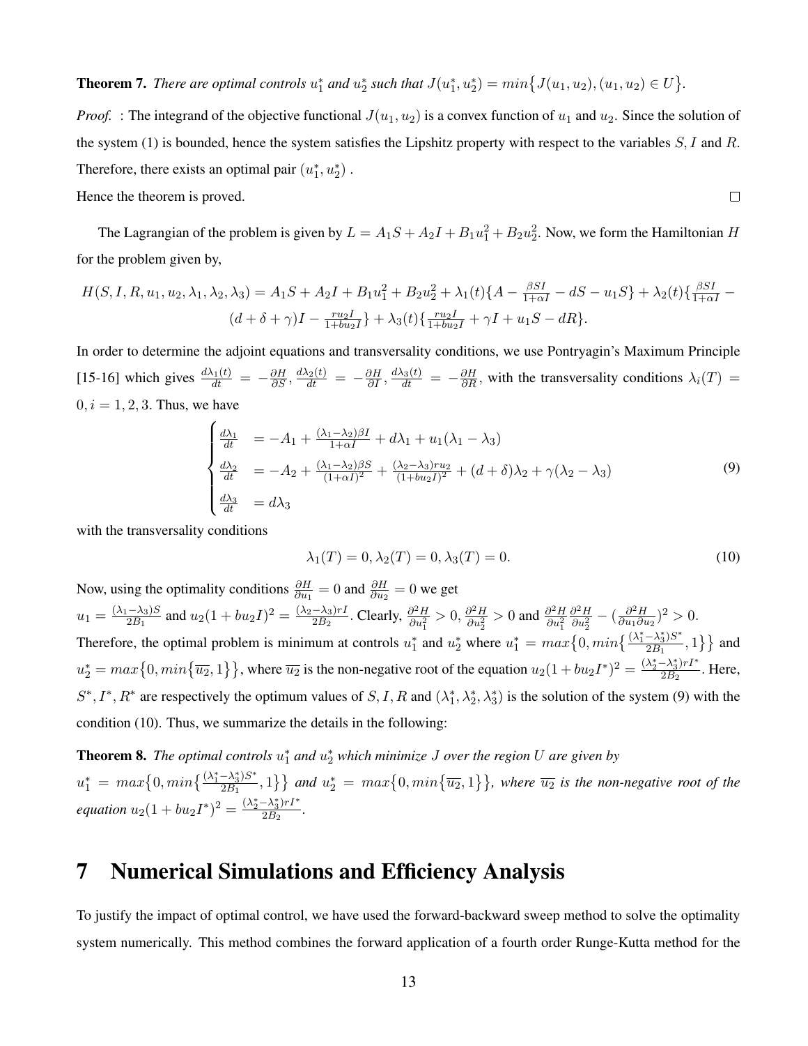**Theorem 7.** *There are optimal controls $u_1^*$ and $u_2^*$ such that $J(u_1^*, u_2^*) = min\{J(u_1, u_2), (u_1, u_2) \in U\}$.*

*Proof.* : The integrand of the objective functional $J(u_1, u_2)$ is a convex function of $u_1$ and $u_2$. Since the solution of the system (1) is bounded, hence the system satisfies the Lipshitz property with respect to the variables $S, I$ and $R$. Therefore, there exists an optimal pair $(u_1^*, u_2^*)$ .

Hence the theorem is proved. ∎

The Lagrangian of the problem is given by $L = A_1 S + A_2 I + B_1 u_1^2 + B_2 u_2^2$. Now, we form the Hamiltonian $H$ for the problem given by,

$$H(S, I, R, u_1, u_2, \lambda_1, \lambda_2, \lambda_3) = A_1 S + A_2 I + B_1 u_1^2 + B_2 u_2^2 + \lambda_1(t)\{A - \tfrac{\beta SI}{1+\alpha I} - dS - u_1 S\} + \lambda_2(t)\{\tfrac{\beta SI}{1+\alpha I} - (d+\delta+\gamma)I - \tfrac{ru_2 I}{1+bu_2 I}\} + \lambda_3(t)\{\tfrac{ru_2 I}{1+bu_2 I} + \gamma I + u_1 S - dR\}.$$

In order to determine the adjoint equations and transversality conditions, we use Pontryagin's Maximum Principle [15-16] which gives $\frac{d\lambda_1(t)}{dt} = -\frac{\partial H}{\partial S}, \frac{d\lambda_2(t)}{dt} = -\frac{\partial H}{\partial I}, \frac{d\lambda_3(t)}{dt} = -\frac{\partial H}{\partial R}$, with the transversality conditions $\lambda_i(T) = 0, i = 1, 2, 3$. Thus, we have

$$\begin{cases} \frac{d\lambda_1}{dt} &= -A_1 + \frac{(\lambda_1 - \lambda_2)\beta I}{1+\alpha I} + d\lambda_1 + u_1(\lambda_1 - \lambda_3) \\ \frac{d\lambda_2}{dt} &= -A_2 + \frac{(\lambda_1 - \lambda_2)\beta S}{(1+\alpha I)^2} + \frac{(\lambda_2 - \lambda_3) r u_2}{(1+bu_2 I)^2} + (d+\delta)\lambda_2 + \gamma(\lambda_2 - \lambda_3) \\ \frac{d\lambda_3}{dt} &= d\lambda_3 \end{cases} \tag{9}$$

with the transversality conditions

$$\lambda_1(T) = 0, \lambda_2(T) = 0, \lambda_3(T) = 0. \tag{10}$$

Now, using the optimality conditions $\frac{\partial H}{\partial u_1} = 0$ and $\frac{\partial H}{\partial u_2} = 0$ we get

$u_1 = \frac{(\lambda_1 - \lambda_3)S}{2B_1}$ and $u_2(1 + bu_2 I)^2 = \frac{(\lambda_2 - \lambda_3) rI}{2B_2}$. Clearly, $\frac{\partial^2 H}{\partial u_1^2} > 0, \frac{\partial^2 H}{\partial u_2^2} > 0$ and $\frac{\partial^2 H}{\partial u_1^2}\frac{\partial^2 H}{\partial u_2^2} - (\frac{\partial^2 H}{\partial u_1 \partial u_2})^2 > 0$.

Therefore, the optimal problem is minimum at controls $u_1^*$ and $u_2^*$ where $u_1^* = max\{0, min\{\frac{(\lambda_1^* - \lambda_3^*)S^*}{2B_1}, 1\}\}$ and $u_2^* = max\{0, min\{\overline{u_2}, 1\}\}$, where $\overline{u_2}$ is the non-negative root of the equation $u_2(1 + bu_2 I^*)^2 = \frac{(\lambda_2^* - \lambda_3^*) rI^*}{2B_2}$. Here, $S^*, I^*, R^*$ are respectively the optimum values of $S, I, R$ and $(\lambda_1^*, \lambda_2^*, \lambda_3^*)$ is the solution of the system (9) with the condition (10). Thus, we summarize the details in the following:

**Theorem 8.** *The optimal controls $u_1^*$ and $u_2^*$ which minimize $J$ over the region $U$ are given by $u_1^* = max\{0, min\{\frac{(\lambda_1^* - \lambda_3^*)S^*}{2B_1}, 1\}\}$ and $u_2^* = max\{0, min\{\overline{u_2}, 1\}\}$, where $\overline{u_2}$ is the non-negative root of the equation $u_2(1 + bu_2 I^*)^2 = \frac{(\lambda_2^* - \lambda_3^*) rI^*}{2B_2}$.*

# 7 Numerical Simulations and Efficiency Analysis

To justify the impact of optimal control, we have used the forward-backward sweep method to solve the optimality system numerically. This method combines the forward application of a fourth order Runge-Kutta method for the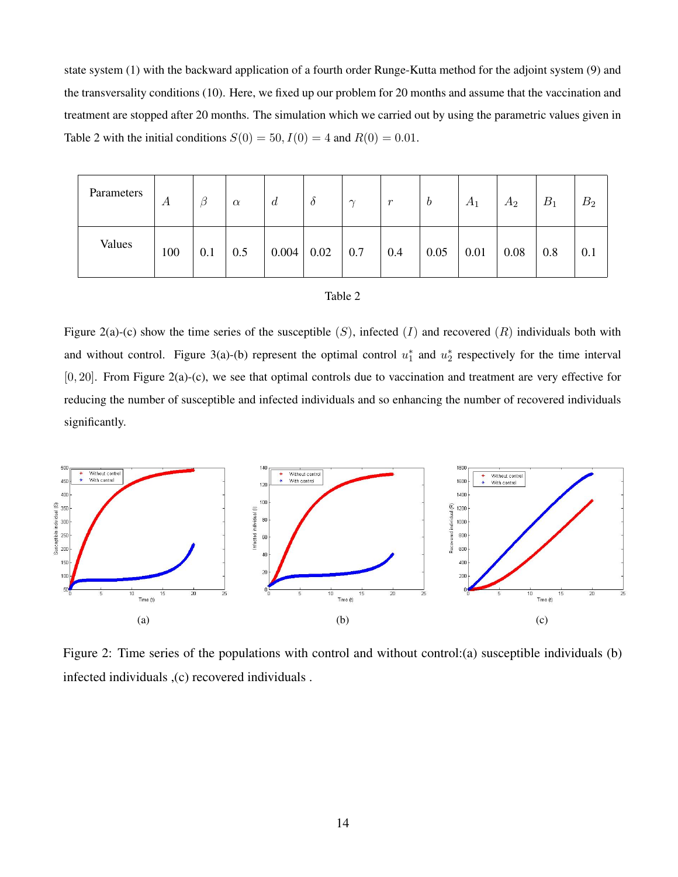state system (1) with the backward application of a fourth order Runge-Kutta method for the adjoint system (9) and the transversality conditions (10). Here, we fixed up our problem for 20 months and assume that the vaccination and treatment are stopped after 20 months. The simulation which we carried out by using the parametric values given in Table 2 with the initial conditions $S(0) = 50, I(0) = 4$ and $R(0) = 0.01$.

| Parameters | $A$ | $\beta$ | $\alpha$ | $d$ | $\delta$ | $\gamma$ | $r$ | $b$ | $A_1$ | $A_2$ | $B_1$ | $B_2$ |
|---|---|---|---|---|---|---|---|---|---|---|---|---|
| Values | 100 | 0.1 | 0.5 | 0.004 | 0.02 | 0.7 | 0.4 | 0.05 | 0.01 | 0.08 | 0.8 | 0.1 |

Table 2

Figure 2(a)-(c) show the time series of the susceptible $(S)$, infected $(I)$ and recovered $(R)$ individuals both with and without control. Figure 3(a)-(b) represent the optimal control $u_1^*$ and $u_2^*$ respectively for the time interval $[0, 20]$. From Figure 2(a)-(c), we see that optimal controls due to vaccination and treatment are very effective for reducing the number of susceptible and infected individuals and so enhancing the number of recovered individuals significantly.

(a) (b) (c)

Figure 2: Time series of the populations with control and without control:(a) susceptible individuals (b) infected individuals ,(c) recovered individuals .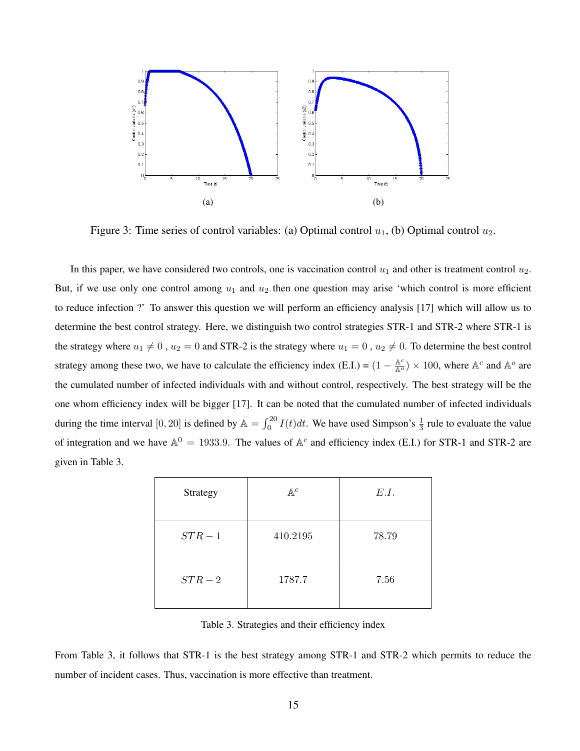(a)

(b)

Figure 3: Time series of control variables: (a) Optimal control $u_1$, (b) Optimal control $u_2$.

In this paper, we have considered two controls, one is vaccination control $u_1$ and other is treatment control $u_2$. But, if we use only one control among $u_1$ and $u_2$ then one question may arise 'which control is more efficient to reduce infection ?' To answer this question we will perform an efficiency analysis [17] which will allow us to determine the best control strategy. Here, we distinguish two control strategies STR-1 and STR-2 where STR-1 is the strategy where $u_1 \neq 0$ , $u_2 = 0$ and STR-2 is the strategy where $u_1 = 0$ , $u_2 \neq 0$. To determine the best control strategy among these two, we have to calculate the efficiency index (E.I.) = $(1 - \frac{\mathbb{A}^c}{\mathbb{A}^o}) \times 100$, where $\mathbb{A}^c$ and $\mathbb{A}^o$ are the cumulated number of infected individuals with and without control, respectively. The best strategy will be the one whom efficiency index will be bigger [17]. It can be noted that the cumulated number of infected individuals during the time interval $[0, 20]$ is defined by $\mathbb{A} = \int_0^{20} I(t)dt$. We have used Simpson's $\frac{1}{3}$ rule to evaluate the value of integration and we have $\mathbb{A}^0 = 1933.9$. The values of $\mathbb{A}^c$ and efficiency index (E.I.) for STR-1 and STR-2 are given in Table 3.

| Strategy | $\mathbb{A}^c$ | $E.I.$ |
|---|---|---|
| $STR-1$ | 410.2195 | 78.79 |
| $STR-2$ | 1787.7 | 7.56 |

Table 3. Strategies and their efficiency index

From Table 3, it follows that STR-1 is the best strategy among STR-1 and STR-2 which permits to reduce the number of incident cases. Thus, vaccination is more effective than treatment.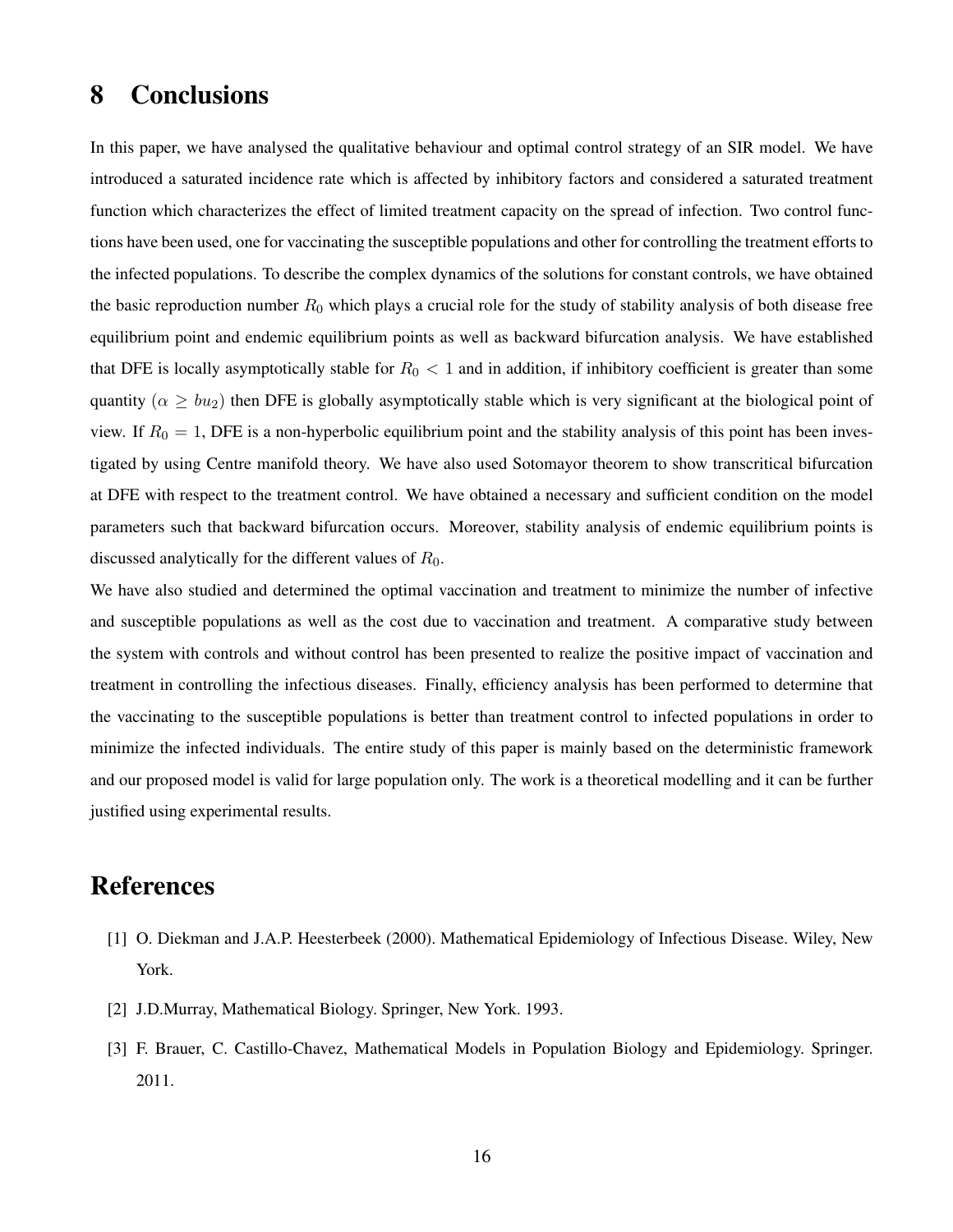# 8 Conclusions

In this paper, we have analysed the qualitative behaviour and optimal control strategy of an SIR model. We have introduced a saturated incidence rate which is affected by inhibitory factors and considered a saturated treatment function which characterizes the effect of limited treatment capacity on the spread of infection. Two control functions have been used, one for vaccinating the susceptible populations and other for controlling the treatment efforts to the infected populations. To describe the complex dynamics of the solutions for constant controls, we have obtained the basic reproduction number $R_0$ which plays a crucial role for the study of stability analysis of both disease free equilibrium point and endemic equilibrium points as well as backward bifurcation analysis. We have established that DFE is locally asymptotically stable for $R_0 < 1$ and in addition, if inhibitory coefficient is greater than some quantity ($\alpha \geq bu_2$) then DFE is globally asymptotically stable which is very significant at the biological point of view. If $R_0 = 1$, DFE is a non-hyperbolic equilibrium point and the stability analysis of this point has been investigated by using Centre manifold theory. We have also used Sotomayor theorem to show transcritical bifurcation at DFE with respect to the treatment control. We have obtained a necessary and sufficient condition on the model parameters such that backward bifurcation occurs. Moreover, stability analysis of endemic equilibrium points is discussed analytically for the different values of $R_0$.

We have also studied and determined the optimal vaccination and treatment to minimize the number of infective and susceptible populations as well as the cost due to vaccination and treatment. A comparative study between the system with controls and without control has been presented to realize the positive impact of vaccination and treatment in controlling the infectious diseases. Finally, efficiency analysis has been performed to determine that the vaccinating to the susceptible populations is better than treatment control to infected populations in order to minimize the infected individuals. The entire study of this paper is mainly based on the deterministic framework and our proposed model is valid for large population only. The work is a theoretical modelling and it can be further justified using experimental results.

# References

[1] O. Diekman and J.A.P. Heesterbeek (2000). Mathematical Epidemiology of Infectious Disease. Wiley, New York.

[2] J.D.Murray, Mathematical Biology. Springer, New York. 1993.

[3] F. Brauer, C. Castillo-Chavez, Mathematical Models in Population Biology and Epidemiology. Springer. 2011.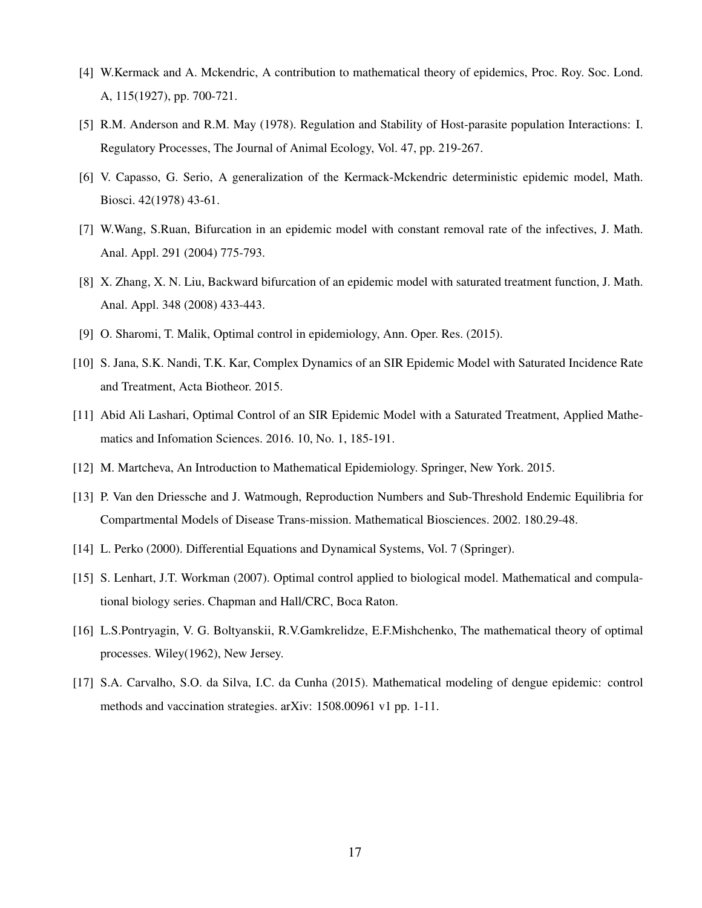[4] W.Kermack and A. Mckendric, A contribution to mathematical theory of epidemics, Proc. Roy. Soc. Lond. A, 115(1927), pp. 700-721.

[5] R.M. Anderson and R.M. May (1978). Regulation and Stability of Host-parasite population Interactions: I. Regulatory Processes, The Journal of Animal Ecology, Vol. 47, pp. 219-267.

[6] V. Capasso, G. Serio, A generalization of the Kermack-Mckendric deterministic epidemic model, Math. Biosci. 42(1978) 43-61.

[7] W.Wang, S.Ruan, Bifurcation in an epidemic model with constant removal rate of the infectives, J. Math. Anal. Appl. 291 (2004) 775-793.

[8] X. Zhang, X. N. Liu, Backward bifurcation of an epidemic model with saturated treatment function, J. Math. Anal. Appl. 348 (2008) 433-443.

[9] O. Sharomi, T. Malik, Optimal control in epidemiology, Ann. Oper. Res. (2015).

[10] S. Jana, S.K. Nandi, T.K. Kar, Complex Dynamics of an SIR Epidemic Model with Saturated Incidence Rate and Treatment, Acta Biotheor. 2015.

[11] Abid Ali Lashari, Optimal Control of an SIR Epidemic Model with a Saturated Treatment, Applied Mathematics and Infomation Sciences. 2016. 10, No. 1, 185-191.

[12] M. Martcheva, An Introduction to Mathematical Epidemiology. Springer, New York. 2015.

[13] P. Van den Driessche and J. Watmough, Reproduction Numbers and Sub-Threshold Endemic Equilibria for Compartmental Models of Disease Trans-mission. Mathematical Biosciences. 2002. 180.29-48.

[14] L. Perko (2000). Differential Equations and Dynamical Systems, Vol. 7 (Springer).

[15] S. Lenhart, J.T. Workman (2007). Optimal control applied to biological model. Mathematical and computational biology series. Chapman and Hall/CRC, Boca Raton.

[16] L.S.Pontryagin, V. G. Boltyanskii, R.V.Gamkrelidze, E.F.Mishchenko, The mathematical theory of optimal processes. Wiley(1962), New Jersey.

[17] S.A. Carvalho, S.O. da Silva, I.C. da Cunha (2015). Mathematical modeling of dengue epidemic: control methods and vaccination strategies. arXiv: 1508.00961 v1 pp. 1-11.